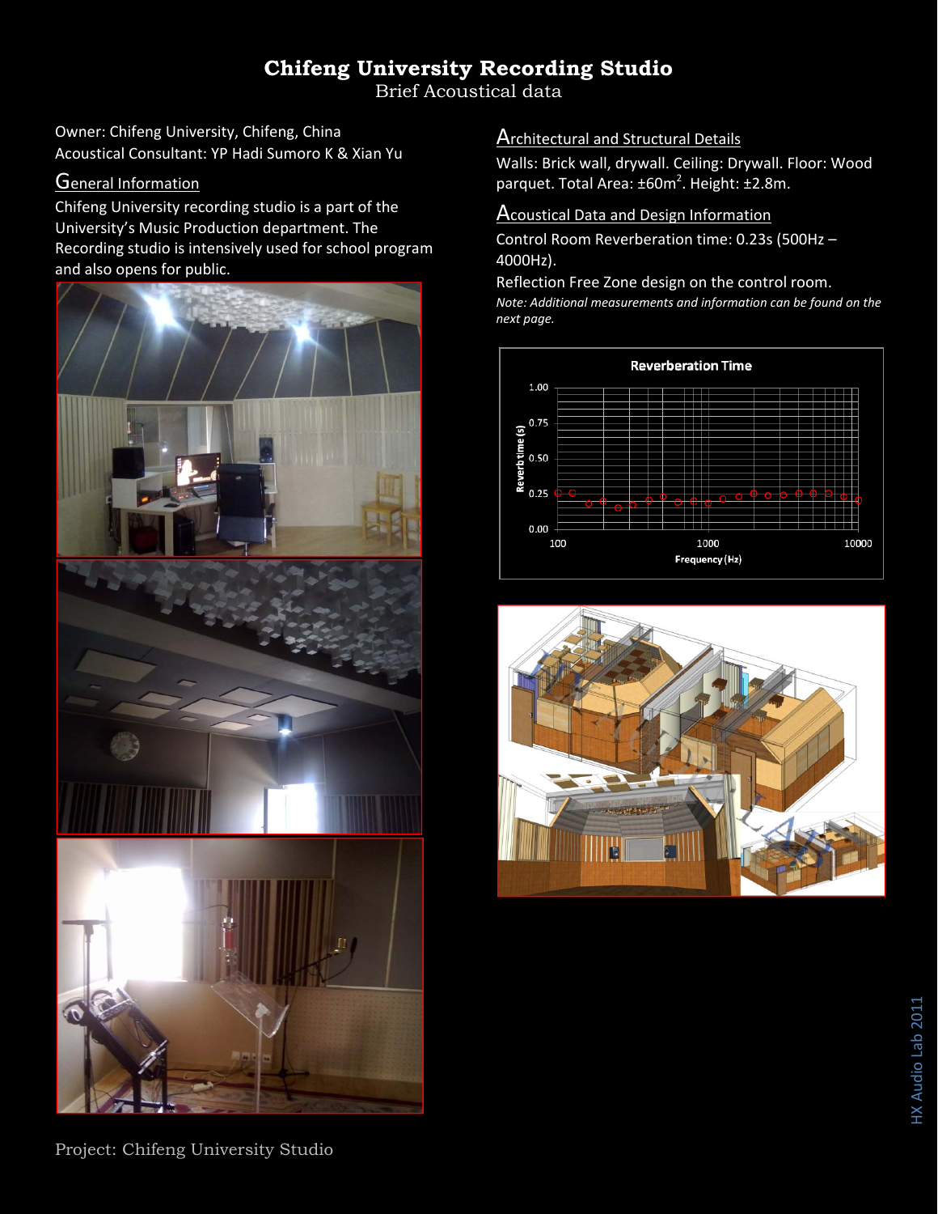# Chifeng University Recording Studio

Brief Acoustical data

Owner: Chifeng University, Chifeng, China
Acoustical Consultant: YP Hadi Sumoro K & Xian Yu

## General Information

Chifeng University recording studio is a part of the University's Music Production department. The Recording studio is intensively used for school program and also opens for public.

## Architectural and Structural Details

Walls: Brick wall, drywall. Ceiling: Drywall. Floor: Wood parquet. Total Area: ±60m$^2$. Height: ±2.8m.

## Acoustical Data and Design Information

Control Room Reverberation time: 0.23s (500Hz – 4000Hz).

Reflection Free Zone design on the control room.

*Note: Additional measurements and information can be found on the next page.*

Project: Chifeng University Studio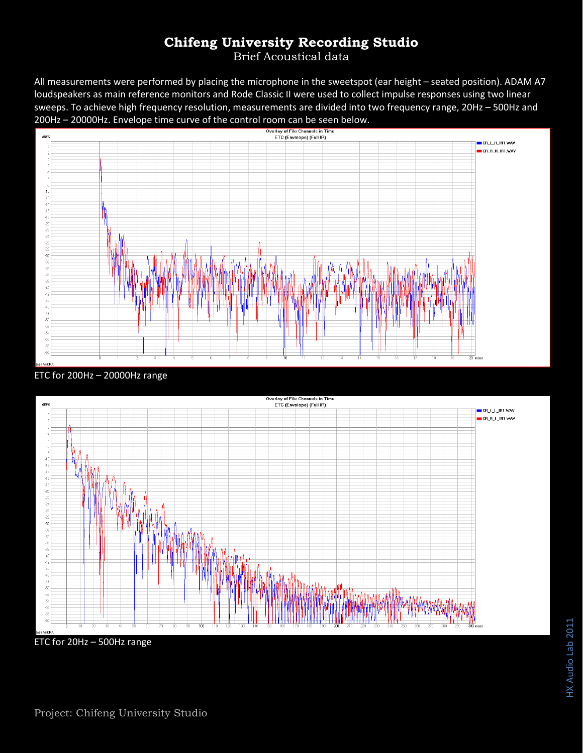# Chifeng University Recording Studio

Brief Acoustical data

All measurements were performed by placing the microphone in the sweetspot (ear height – seated position). ADAM A7 loudspeakers as main reference monitors and Rode Classic II were used to collect impulse responses using two linear sweeps. To achieve high frequency resolution, measurements are divided into two frequency range, 20Hz – 500Hz and 200Hz – 20000Hz. Envelope time curve of the control room can be seen below.

Overlay of File Channels in Time
ETC (Envelope) (Full IR)
dBFS
CR_L_H_IR1.WAV
CR_R_H_IR1.WAV
msec
(c) EASERA

ETC for 200Hz – 20000Hz range

Overlay of File Channels in Time
ETC (Envelope) (Full IR)
dBFS
CR_L_L_IR1.WAV
CR_R_L_IR1.WAV
msec
(c) EASERA

ETC for 20Hz – 500Hz range

HX Audio Lab 2011

Project: Chifeng University Studio